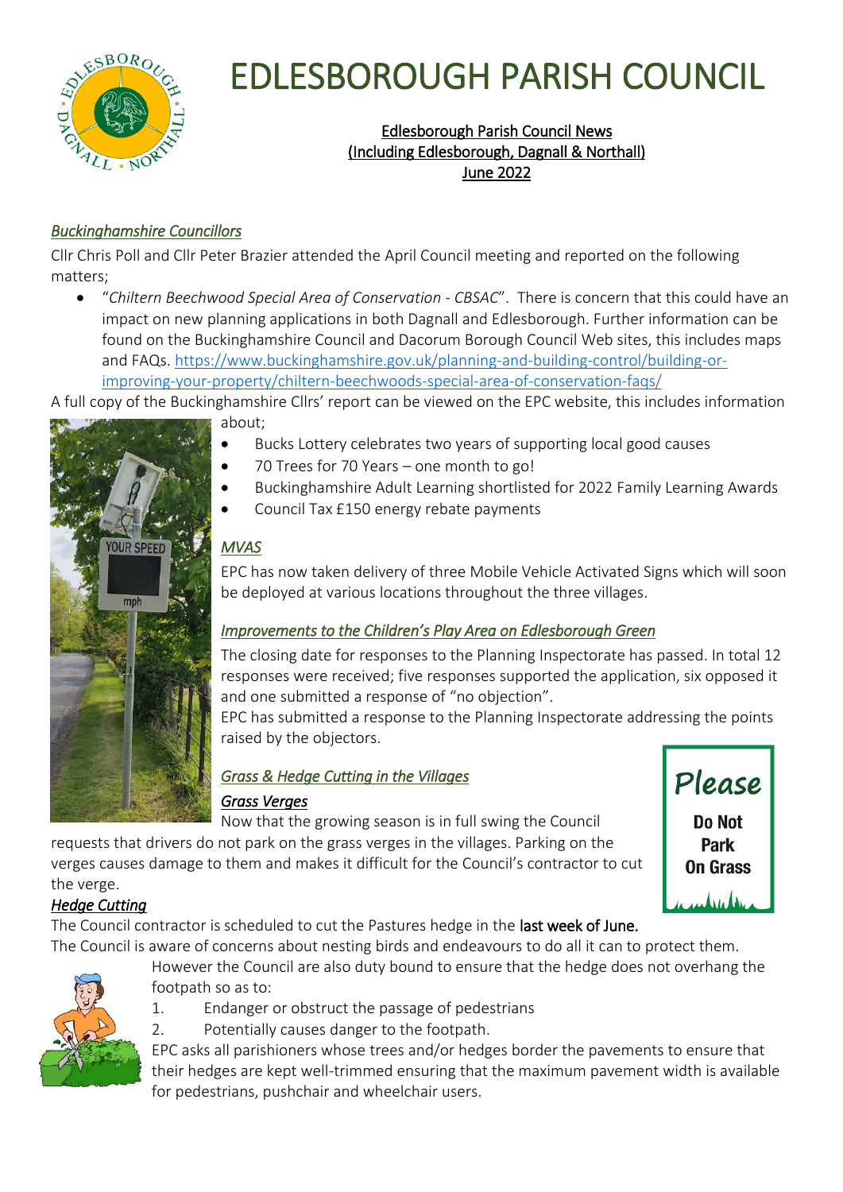# EDLESBOROUGH PARISH COUNCIL

Edlesborough Parish Council News
(Including Edlesborough, Dagnall & Northall)
June 2022

### *Buckinghamshire Councillors*

Cllr Chris Poll and Cllr Peter Brazier attended the April Council meeting and reported on the following matters;

- "*Chiltern Beechwood Special Area of Conservation - CBSAC*". There is concern that this could have an impact on new planning applications in both Dagnall and Edlesborough. Further information can be found on the Buckinghamshire Council and Dacorum Borough Council Web sites, this includes maps and FAQs. https://www.buckinghamshire.gov.uk/planning-and-building-control/building-or-improving-your-property/chiltern-beechwoods-special-area-of-conservation-faqs/

A full copy of the Buckinghamshire Cllrs' report can be viewed on the EPC website, this includes information about;

- Bucks Lottery celebrates two years of supporting local good causes
- 70 Trees for 70 Years – one month to go!
- Buckinghamshire Adult Learning shortlisted for 2022 Family Learning Awards
- Council Tax £150 energy rebate payments

### *MVAS*

EPC has now taken delivery of three Mobile Vehicle Activated Signs which will soon be deployed at various locations throughout the three villages.

### *Improvements to the Children's Play Area on Edlesborough Green*

The closing date for responses to the Planning Inspectorate has passed. In total 12 responses were received; five responses supported the application, six opposed it and one submitted a response of "no objection".
EPC has submitted a response to the Planning Inspectorate addressing the points raised by the objectors.

### *Grass & Hedge Cutting in the Villages*

#### *Grass Verges*

Now that the growing season is in full swing the Council requests that drivers do not park on the grass verges in the villages. Parking on the verges causes damage to them and makes it difficult for the Council's contractor to cut the verge.

#### *Hedge Cutting*

The Council contractor is scheduled to cut the Pastures hedge in the **last week of June.**
The Council is aware of concerns about nesting birds and endeavours to do all it can to protect them. However the Council are also duty bound to ensure that the hedge does not overhang the footpath so as to:

1. Endanger or obstruct the passage of pedestrians
2. Potentially causes danger to the footpath.

EPC asks all parishioners whose trees and/or hedges border the pavements to ensure that their hedges are kept well-trimmed ensuring that the maximum pavement width is available for pedestrians, pushchair and wheelchair users.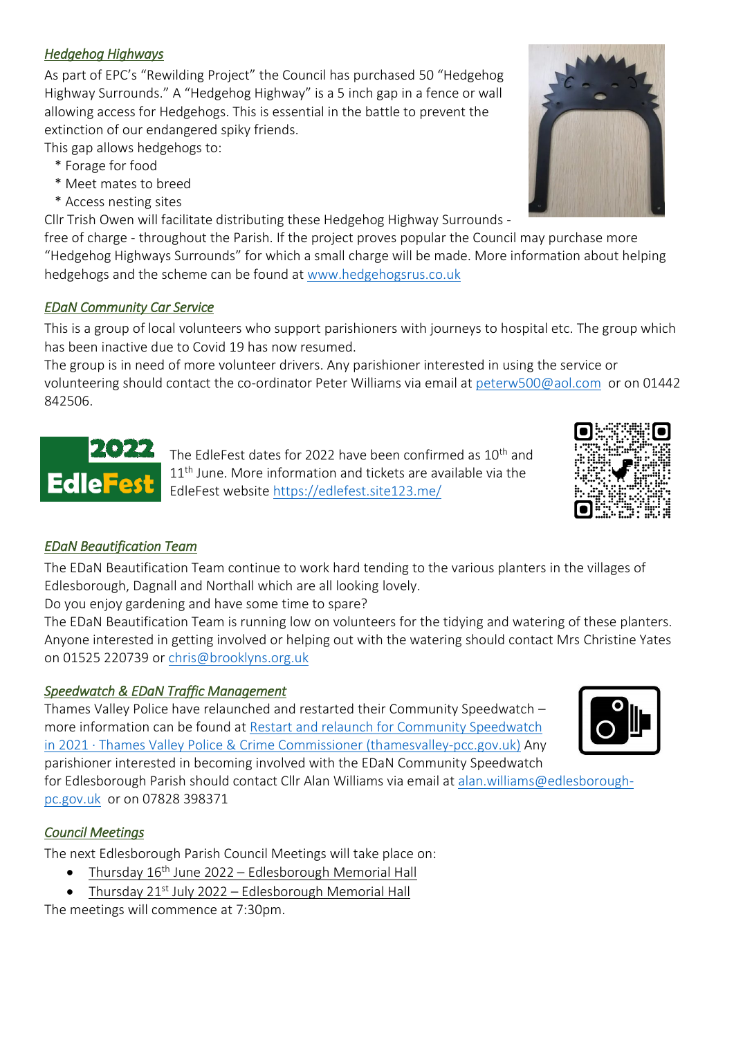## *Hedgehog Highways*

As part of EPC's "Rewilding Project" the Council has purchased 50 "Hedgehog Highway Surrounds." A "Hedgehog Highway" is a 5 inch gap in a fence or wall allowing access for Hedgehogs. This is essential in the battle to prevent the extinction of our endangered spiky friends.

This gap allows hedgehogs to:

* Forage for food
* Meet mates to breed
* Access nesting sites

Cllr Trish Owen will facilitate distributing these Hedgehog Highway Surrounds - free of charge - throughout the Parish. If the project proves popular the Council may purchase more "Hedgehog Highways Surrounds" for which a small charge will be made. More information about helping hedgehogs and the scheme can be found at [www.hedgehogsrus.co.uk](http://www.hedgehogsrus.co.uk)

## *EDaN Community Car Service*

This is a group of local volunteers who support parishioners with journeys to hospital etc. The group which has been inactive due to Covid 19 has now resumed.

The group is in need of more volunteer drivers. Any parishioner interested in using the service or volunteering should contact the co-ordinator Peter Williams via email at peterw500@aol.com or on 01442 842506.

2022 EdleFest

The EdleFest dates for 2022 have been confirmed as 10th and 11th June. More information and tickets are available via the EdleFest website [https://edlefest.site123.me/](https://edlefest.site123.me/)

## *EDaN Beautification Team*

The EDaN Beautification Team continue to work hard tending to the various planters in the villages of Edlesborough, Dagnall and Northall which are all looking lovely.

Do you enjoy gardening and have some time to spare?

The EDaN Beautification Team is running low on volunteers for the tidying and watering of these planters. Anyone interested in getting involved or helping out with the watering should contact Mrs Christine Yates on 01525 220739 or chris@brooklyns.org.uk

## *Speedwatch & EDaN Traffic Management*

Thames Valley Police have relaunched and restarted their Community Speedwatch – more information can be found at Restart and relaunch for Community Speedwatch in 2021 · Thames Valley Police & Crime Commissioner (thamesvalley-pcc.gov.uk) Any parishioner interested in becoming involved with the EDaN Community Speedwatch for Edlesborough Parish should contact Cllr Alan Williams via email at alan.williams@edlesborough-pc.gov.uk or on 07828 398371

## *Council Meetings*

The next Edlesborough Parish Council Meetings will take place on:

- Thursday 16th June 2022 – Edlesborough Memorial Hall
- Thursday 21st July 2022 – Edlesborough Memorial Hall

The meetings will commence at 7:30pm.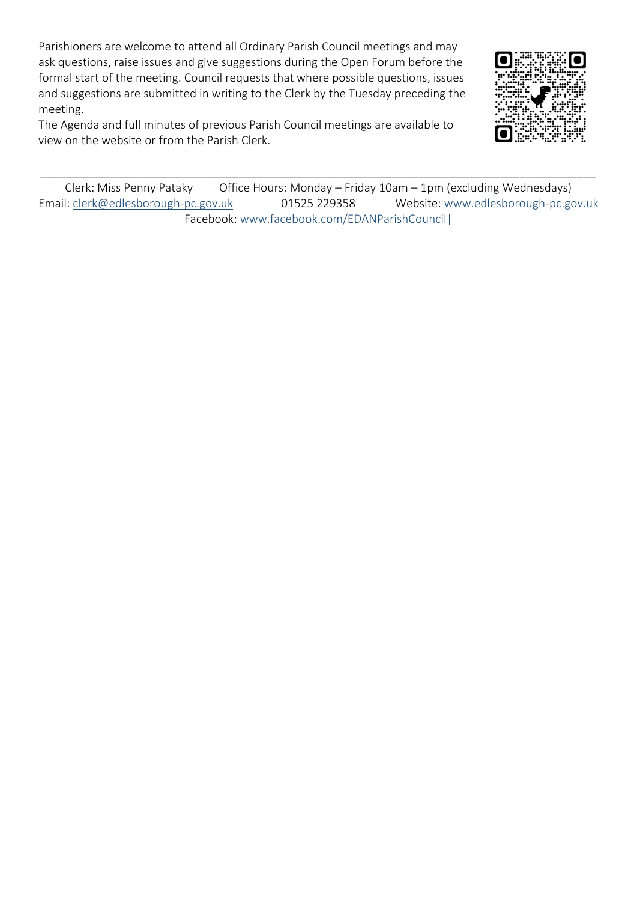Parishioners are welcome to attend all Ordinary Parish Council meetings and may ask questions, raise issues and give suggestions during the Open Forum before the formal start of the meeting. Council requests that where possible questions, issues and suggestions are submitted in writing to the Clerk by the Tuesday preceding the meeting.

The Agenda and full minutes of previous Parish Council meetings are available to view on the website or from the Parish Clerk.

---

Clerk: Miss Penny Pataky Office Hours: Monday – Friday 10am – 1pm (excluding Wednesdays)

Email: clerk@edlesborough-pc.gov.uk 01525 229358 Website: www.edlesborough-pc.gov.uk

Facebook: www.facebook.com/EDANParishCouncil|